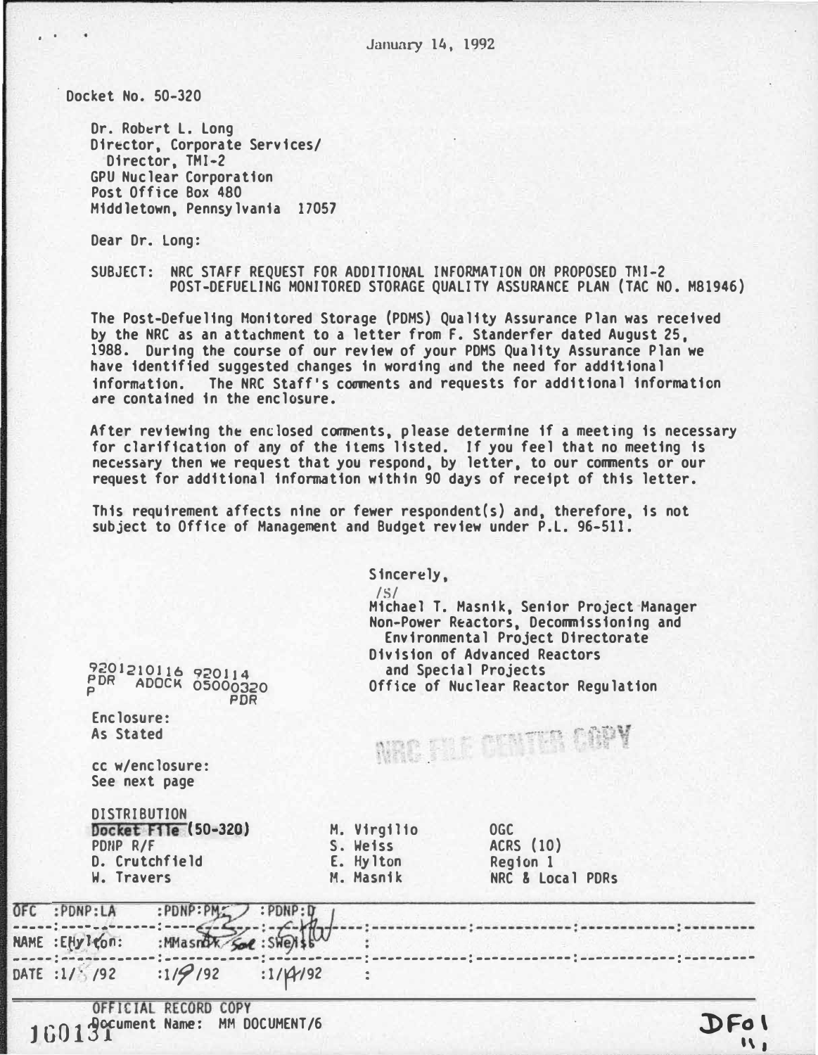January 14, 1992

Docket No. 50-320

Dr. Robert L. Long
Director, Corporate Services/
Director, TMI-2
GPU Nuclear Corporation
Post Office Box 480
Middletown, Pennsylvania 17057

Dear Dr. Long:

SUBJECT: NRC STAFF REQUEST FOR ADDITIONAL INFORMATION ON PROPOSED TMI-2 POST-DEFUELING MONITORED STORAGE QUALITY ASSURANCE PLAN (TAC NO. M81946)

The Post-Defueling Monitored Storage (PDMS) Quality Assurance Plan was received by the NRC as an attachment to a letter from F. Standerfer dated August 25, 1988. During the course of our review of your PDMS Quality Assurance Plan we have identified suggested changes in wording and the need for additional information. The NRC Staff's comments and requests for additional information are contained in the enclosure.

After reviewing the enclosed comments, please determine if a meeting is necessary for clarification of any of the items listed. If you feel that no meeting is necessary then we request that you respond, by letter, to our comments or our request for additional information within 90 days of receipt of this letter.

This requirement affects nine or fewer respondent(s) and, therefore, is not subject to Office of Management and Budget review under P.L. 96-511.

Sincerely,

/S/

Michael T. Masnik, Senior Project Manager
Non-Power Reactors, Decommissioning and Environmental Project Directorate
Division of Advanced Reactors and Special Projects
Office of Nuclear Reactor Regulation

9201210116 920114
PDR ADOCK 05000320
P PDR

Enclosure:
As Stated

NRC FILE CENTER COPY

cc w/enclosure:
See next page

DISTRIBUTION

| | | |
|---|---|---|
| Docket File (50-320) | M. Virgilio | OGC |
| PDNP R/F | S. Weiss | ACRS (10) |
| D. Crutchfield | E. Hylton | Region 1 |
| W. Travers | M. Masnik | NRC & Local PDRs |

| OFC | :PDNP:LA | :PDNP:PM | :PDNP:D |
|---|---|---|---|
| NAME | :EHylton: | :MMasnik | :SWeiss |
| DATE | :1/ /92 | :1/9/92 | :1/14/92 |

OFFICIAL RECORD COPY
Document Name: MM DOCUMENT/6

160131

DF01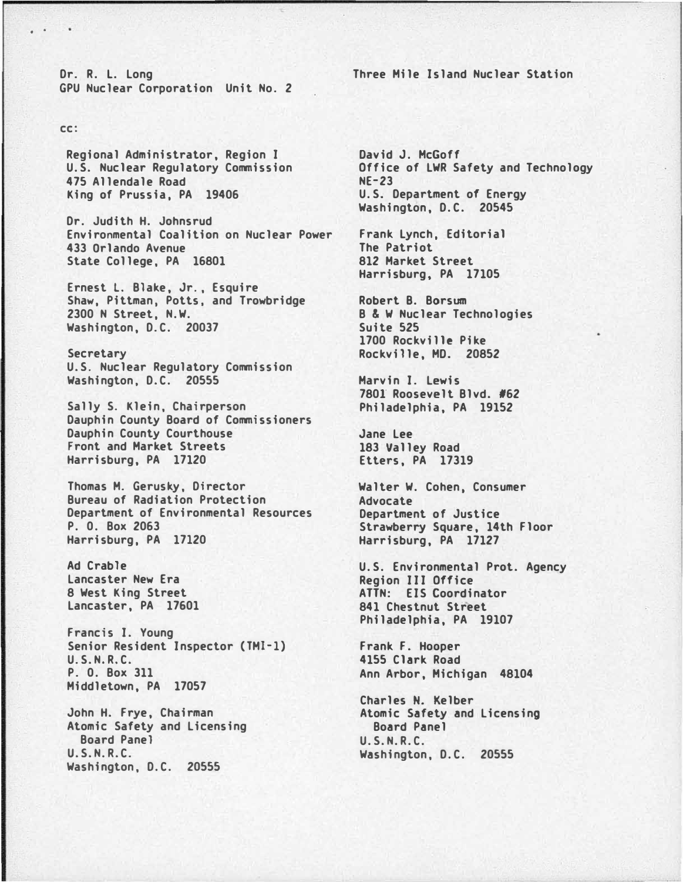Dr. R. L. Long
GPU Nuclear Corporation

Three Mile Island Nuclear Station
Unit No. 2

cc:

Regional Administrator, Region I
U.S. Nuclear Regulatory Commission
475 Allendale Road
King of Prussia, PA 19406

Dr. Judith H. Johnsrud
Environmental Coalition on Nuclear Power
433 Orlando Avenue
State College, PA 16801

Ernest L. Blake, Jr., Esquire
Shaw, Pittman, Potts, and Trowbridge
2300 N Street, N.W.
Washington, D.C. 20037

Secretary
U.S. Nuclear Regulatory Commission
Washington, D.C. 20555

Sally S. Klein, Chairperson
Dauphin County Board of Commissioners
Dauphin County Courthouse
Front and Market Streets
Harrisburg, PA 17120

Thomas M. Gerusky, Director
Bureau of Radiation Protection
Department of Environmental Resources
P. O. Box 2063
Harrisburg, PA 17120

Ad Crable
Lancaster New Era
8 West King Street
Lancaster, PA 17601

Francis I. Young
Senior Resident Inspector (TMI-1)
U.S.N.R.C.
P. O. Box 311
Middletown, PA 17057

John H. Frye, Chairman
Atomic Safety and Licensing
Board Panel
U.S.N.R.C.
Washington, D.C. 20555

David J. McGoff
Office of LWR Safety and Technology
NE-23
U.S. Department of Energy
Washington, D.C. 20545

Frank Lynch, Editorial
The Patriot
812 Market Street
Harrisburg, PA 17105

Robert B. Borsum
B & W Nuclear Technologies
Suite 525
1700 Rockville Pike
Rockville, MD. 20852

Marvin I. Lewis
7801 Roosevelt Blvd. #62
Philadelphia, PA 19152

Jane Lee
183 Valley Road
Etters, PA 17319

Walter W. Cohen, Consumer
Advocate
Department of Justice
Strawberry Square, 14th Floor
Harrisburg, PA 17127

U.S. Environmental Prot. Agency
Region III Office
ATTN: EIS Coordinator
841 Chestnut Street
Philadelphia, PA 19107

Frank F. Hooper
4155 Clark Road
Ann Arbor, Michigan 48104

Charles N. Kelber
Atomic Safety and Licensing
Board Panel
U.S.N.R.C.
Washington, D.C. 20555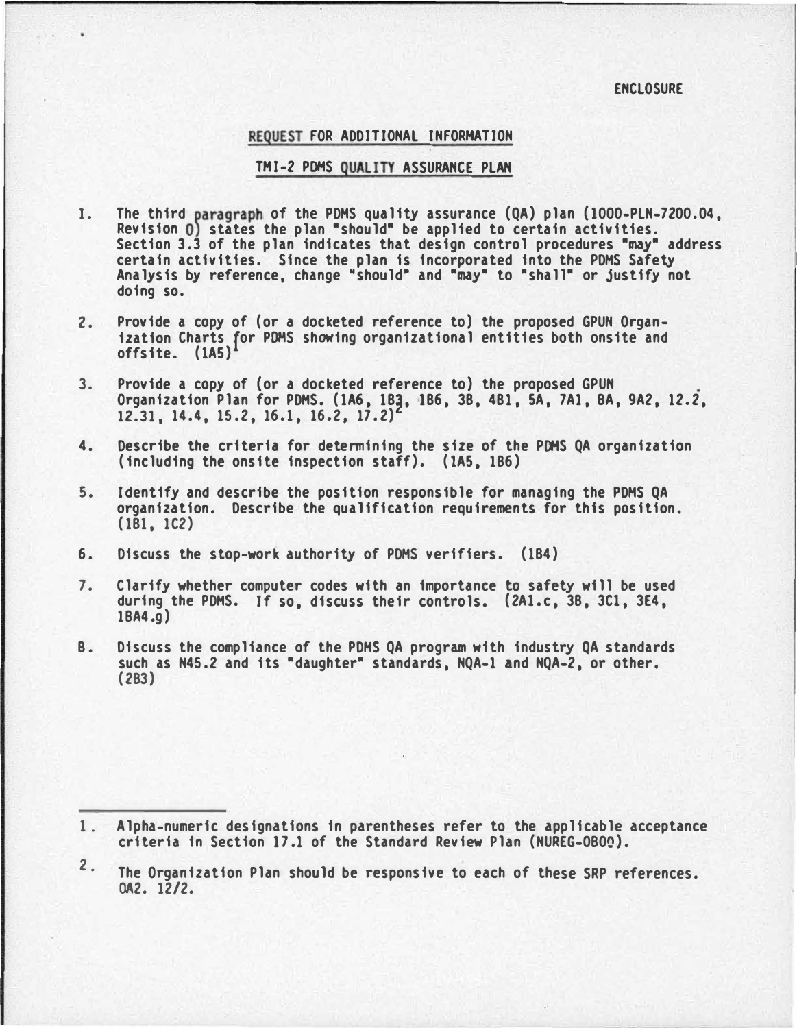ENCLOSURE

## REQUEST FOR ADDITIONAL INFORMATION

## TMI-2 PDMS QUALITY ASSURANCE PLAN

1. The third paragraph of the PDMS quality assurance (QA) plan (1000-PLN-7200.04, Revision 0) states the plan "should" be applied to certain activities. Section 3.3 of the plan indicates that design control procedures "may" address certain activities. Since the plan is incorporated into the PDMS Safety Analysis by reference, change "should" and "may" to "shall" or justify not doing so.

2. Provide a copy of (or a docketed reference to) the proposed GPUN Organization Charts for PDMS showing organizational entities both onsite and offsite. (1A5)[1]

3. Provide a copy of (or a docketed reference to) the proposed GPUN Organization Plan for PDMS. (1A6, 1B3, 1B6, 3B, 4B1, 5A, 7A1, 8A, 9A2, 12.2, 12.31, 14.4, 15.2, 16.1, 16.2, 17.2)[2]

4. Describe the criteria for determining the size of the PDMS QA organization (including the onsite inspection staff). (1A5, 1B6)

5. Identify and describe the position responsible for managing the PDMS QA organization. Describe the qualification requirements for this position. (1B1, 1C2)

6. Discuss the stop-work authority of PDMS verifiers. (1B4)

7. Clarify whether computer codes with an importance to safety will be used during the PDMS. If so, discuss their controls. (2A1.c, 3B, 3C1, 3E4, 18A4.g)

8. Discuss the compliance of the PDMS QA program with industry QA standards such as N45.2 and its "daughter" standards, NQA-1 and NQA-2, or other. (2B3)

---

1. Alpha-numeric designations in parentheses refer to the applicable acceptance criteria in Section 17.1 of the Standard Review Plan (NUREG-0800).

2. The Organization Plan should be responsive to each of these SRP references.

OA2. 12/2.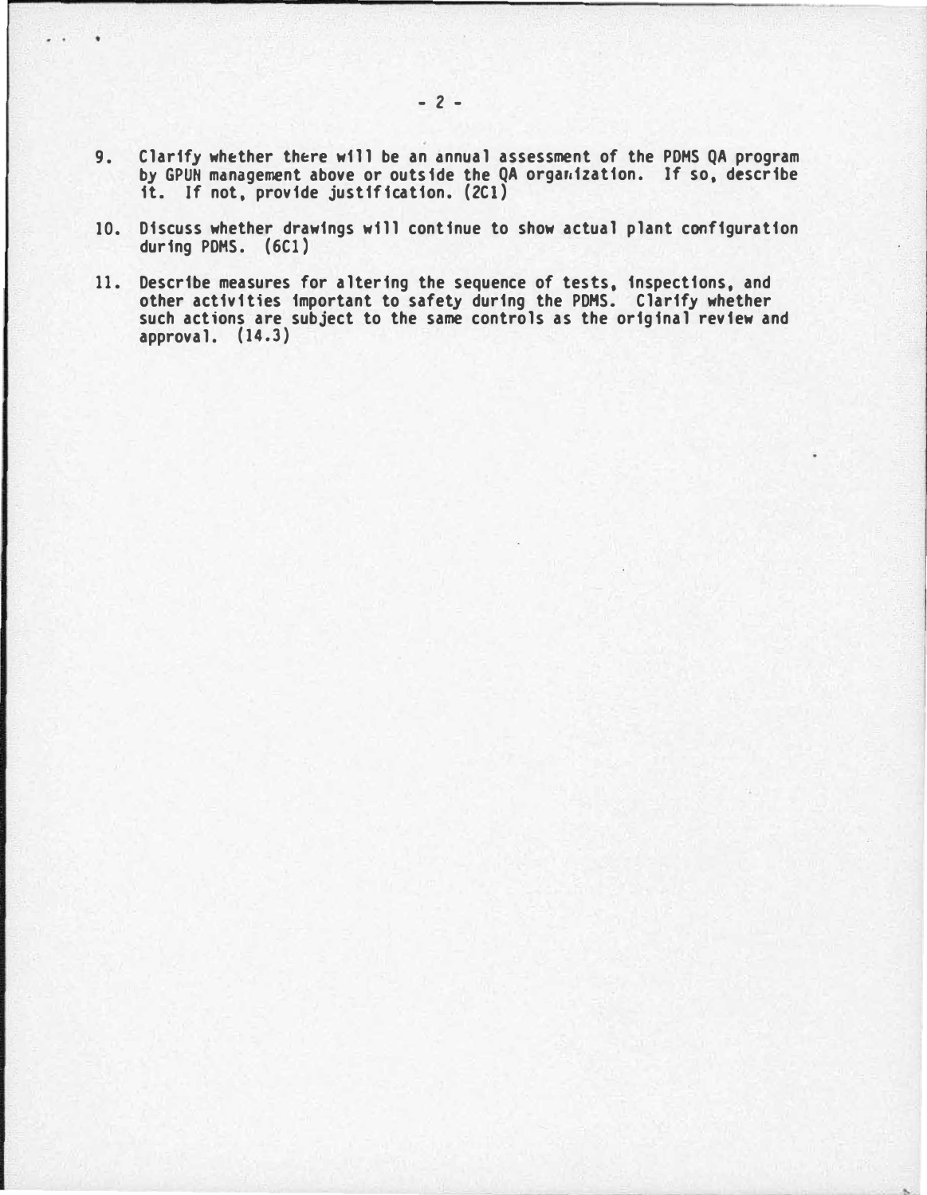9. Clarify whether there will be an annual assessment of the PDMS QA program by GPUN management above or outside the QA organization. If so, describe it. If not, provide justification. (2C1)

10. Discuss whether drawings will continue to show actual plant configuration during PDMS. (6C1)

11. Describe measures for altering the sequence of tests, inspections, and other activities important to safety during the PDMS. Clarify whether such actions are subject to the same controls as the original review and approval. (14.3)